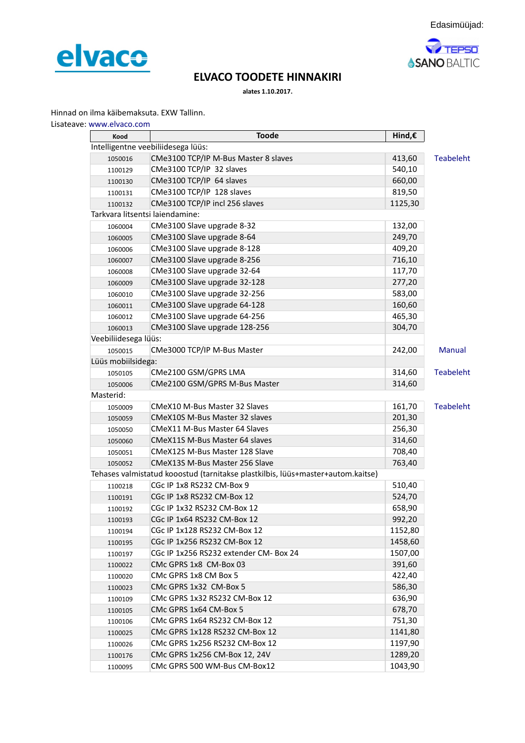Edasimüüjad:

elvaco

TEPSO
SANO BALTIC

# ELVACO TOODETE HINNAKIRI

**alates 1.10.2017.**

Hinnad on ilma käibemaksuta. EXW Tallinn.
Lisateave: www.elvaco.com

| Kood | Toode | Hind,€ | |
|---|---|---|---|
| Intelligentne veebiliidesega lüüs: | | | |
| 1050016 | CMe3100 TCP/IP M-Bus Master 8 slaves | 413,60 | Teabeleht |
| 1100129 | CMe3100 TCP/IP 32 slaves | 540,10 | |
| 1100130 | CMe3100 TCP/IP 64 slaves | 660,00 | |
| 1100131 | CMe3100 TCP/IP 128 slaves | 819,50 | |
| 1100132 | CMe3100 TCP/IP incl 256 slaves | 1125,30 | |
| Tarkvara litsentsi laiendamine: | | | |
| 1060004 | CMe3100 Slave upgrade 8-32 | 132,00 | |
| 1060005 | CMe3100 Slave upgrade 8-64 | 249,70 | |
| 1060006 | CMe3100 Slave upgrade 8-128 | 409,20 | |
| 1060007 | CMe3100 Slave upgrade 8-256 | 716,10 | |
| 1060008 | CMe3100 Slave upgrade 32-64 | 117,70 | |
| 1060009 | CMe3100 Slave upgrade 32-128 | 277,20 | |
| 1060010 | CMe3100 Slave upgrade 32-256 | 583,00 | |
| 1060011 | CMe3100 Slave upgrade 64-128 | 160,60 | |
| 1060012 | CMe3100 Slave upgrade 64-256 | 465,30 | |
| 1060013 | CMe3100 Slave upgrade 128-256 | 304,70 | |
| Veebiliidesega lüüs: | | | |
| 1050015 | CMe3000 TCP/IP M-Bus Master | 242,00 | Manual |
| Lüüs mobiilsidega: | | | |
| 1050105 | CMe2100 GSM/GPRS LMA | 314,60 | Teabeleht |
| 1050006 | CMe2100 GSM/GPRS M-Bus Master | 314,60 | |
| Masterid: | | | |
| 1050009 | CMeX10 M-Bus Master 32 Slaves | 161,70 | Teabeleht |
| 1050059 | CMeX10S M-Bus Master 32 slaves | 201,30 | |
| 1050050 | CMeX11 M-Bus Master 64 Slaves | 256,30 | |
| 1050060 | CMeX11S M-Bus Master 64 slaves | 314,60 | |
| 1050051 | CMeX12S M-Bus Master 128 Slave | 708,40 | |
| 1050052 | CMeX13S M-Bus Master 256 Slave | 763,40 | |
| Tehases valmistatud kooostud (tarnitakse plastkilbis, lüüs+master+autom.kaitse) | | | |
| 1100218 | CGc IP 1x8 RS232 CM-Box 9 | 510,40 | |
| 1100191 | CGc IP 1x8 RS232 CM-Box 12 | 524,70 | |
| 1100192 | CGc IP 1x32 RS232 CM-Box 12 | 658,90 | |
| 1100193 | CGc IP 1x64 RS232 CM-Box 12 | 992,20 | |
| 1100194 | CGc IP 1x128 RS232 CM-Box 12 | 1152,80 | |
| 1100195 | CGc IP 1x256 RS232 CM-Box 12 | 1458,60 | |
| 1100197 | CGc IP 1x256 RS232 extender CM- Box 24 | 1507,00 | |
| 1100022 | CMc GPRS 1x8 CM-Box 03 | 391,60 | |
| 1100020 | CMc GPRS 1x8 CM Box 5 | 422,40 | |
| 1100023 | CMc GPRS 1x32 CM-Box 5 | 586,30 | |
| 1100109 | CMc GPRS 1x32 RS232 CM-Box 12 | 636,90 | |
| 1100105 | CMc GPRS 1x64 CM-Box 5 | 678,70 | |
| 1100106 | CMc GPRS 1x64 RS232 CM-Box 12 | 751,30 | |
| 1100025 | CMc GPRS 1x128 RS232 CM-Box 12 | 1141,80 | |
| 1100026 | CMc GPRS 1x256 RS232 CM-Box 12 | 1197,90 | |
| 1100176 | CMc GPRS 1x256 CM-Box 12, 24V | 1289,20 | |
| 1100095 | CMc GPRS 500 WM-Bus CM-Box12 | 1043,90 | |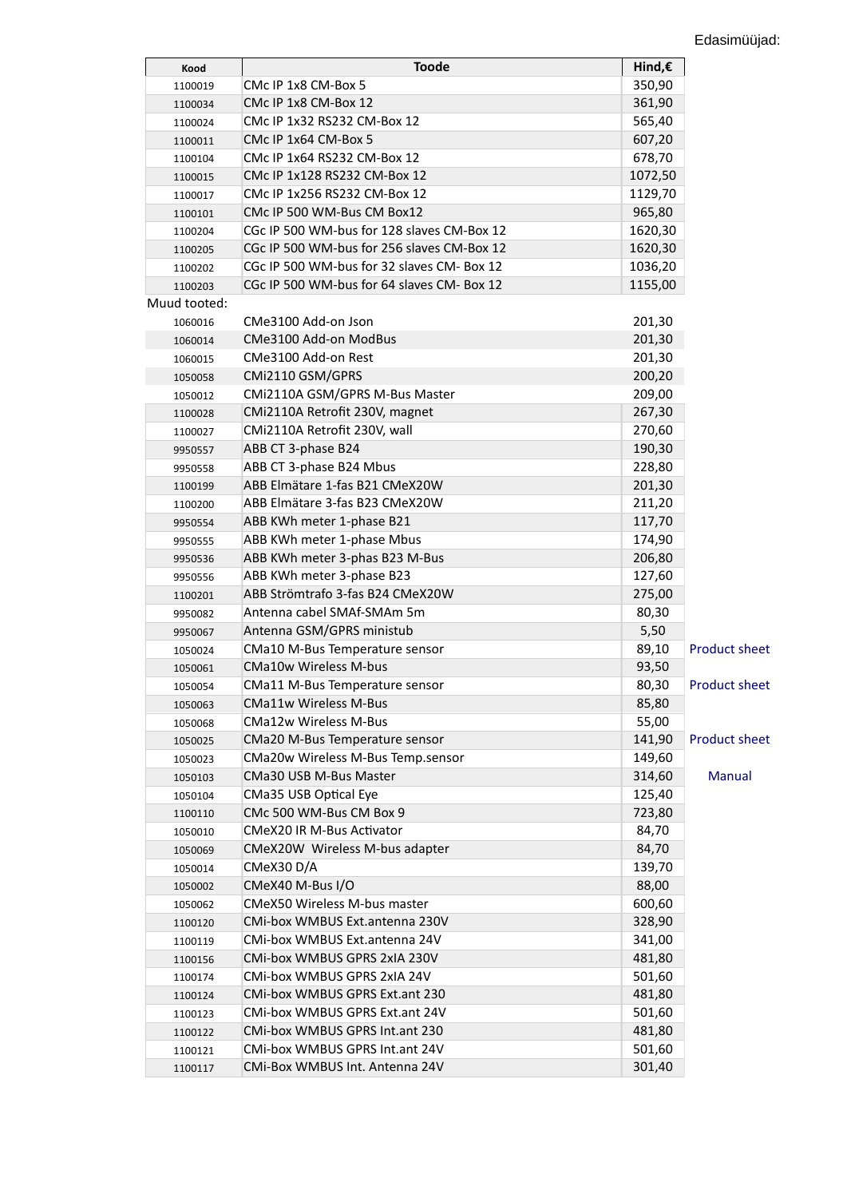Edasimüüjad:

| Kood | Toode | Hind,€ | |
|---|---|---|---|
| 1100019 | CMc IP 1x8 CM-Box 5 | 350,90 | |
| 1100034 | CMc IP 1x8 CM-Box 12 | 361,90 | |
| 1100024 | CMc IP 1x32 RS232 CM-Box 12 | 565,40 | |
| 1100011 | CMc IP 1x64 CM-Box 5 | 607,20 | |
| 1100104 | CMc IP 1x64 RS232 CM-Box 12 | 678,70 | |
| 1100015 | CMc IP 1x128 RS232 CM-Box 12 | 1072,50 | |
| 1100017 | CMc IP 1x256 RS232 CM-Box 12 | 1129,70 | |
| 1100101 | CMc IP 500 WM-Bus CM Box12 | 965,80 | |
| 1100204 | CGc IP 500 WM-bus for 128 slaves CM-Box 12 | 1620,30 | |
| 1100205 | CGc IP 500 WM-bus for 256 slaves CM-Box 12 | 1620,30 | |
| 1100202 | CGc IP 500 WM-bus for 32 slaves CM- Box 12 | 1036,20 | |
| 1100203 | CGc IP 500 WM-bus for 64 slaves CM- Box 12 | 1155,00 | |
| Muud tooted: | | | |
| 1060016 | CMe3100 Add-on Json | 201,30 | |
| 1060014 | CMe3100 Add-on ModBus | 201,30 | |
| 1060015 | CMe3100 Add-on Rest | 201,30 | |
| 1050058 | CMi2110 GSM/GPRS | 200,20 | |
| 1050012 | CMi2110A GSM/GPRS M-Bus Master | 209,00 | |
| 1100028 | CMi2110A Retrofit 230V, magnet | 267,30 | |
| 1100027 | CMi2110A Retrofit 230V, wall | 270,60 | |
| 9950557 | ABB CT 3-phase B24 | 190,30 | |
| 9950558 | ABB CT 3-phase B24 Mbus | 228,80 | |
| 1100199 | ABB Elmätare 1-fas B21 CMeX20W | 201,30 | |
| 1100200 | ABB Elmätare 3-fas B23 CMeX20W | 211,20 | |
| 9950554 | ABB KWh meter 1-phase B21 | 117,70 | |
| 9950555 | ABB KWh meter 1-phase Mbus | 174,90 | |
| 9950536 | ABB KWh meter 3-phas B23 M-Bus | 206,80 | |
| 9950556 | ABB KWh meter 3-phase B23 | 127,60 | |
| 1100201 | ABB Strömtrafo 3-fas B24 CMeX20W | 275,00 | |
| 9950082 | Antenna cabel SMAf-SMAm 5m | 80,30 | |
| 9950067 | Antenna GSM/GPRS ministub | 5,50 | |
| 1050024 | CMa10 M-Bus Temperature sensor | 89,10 | Product sheet |
| 1050061 | CMa10w Wireless M-bus | 93,50 | |
| 1050054 | CMa11 M-Bus Temperature sensor | 80,30 | Product sheet |
| 1050063 | CMa11w Wireless M-Bus | 85,80 | |
| 1050068 | CMa12w Wireless M-Bus | 55,00 | |
| 1050025 | CMa20 M-Bus Temperature sensor | 141,90 | Product sheet |
| 1050023 | CMa20w Wireless M-Bus Temp.sensor | 149,60 | |
| 1050103 | CMa30 USB M-Bus Master | 314,60 | Manual |
| 1050104 | CMa35 USB Optical Eye | 125,40 | |
| 1100110 | CMc 500 WM-Bus CM Box 9 | 723,80 | |
| 1050010 | CMeX20 IR M-Bus Activator | 84,70 | |
| 1050069 | CMeX20W Wireless M-bus adapter | 84,70 | |
| 1050014 | CMeX30 D/A | 139,70 | |
| 1050002 | CMeX40 M-Bus I/O | 88,00 | |
| 1050062 | CMeX50 Wireless M-bus master | 600,60 | |
| 1100120 | CMi-box WMBUS Ext.antenna 230V | 328,90 | |
| 1100119 | CMi-box WMBUS Ext.antenna 24V | 341,00 | |
| 1100156 | CMi-box WMBUS GPRS 2xIA 230V | 481,80 | |
| 1100174 | CMi-box WMBUS GPRS 2xIA 24V | 501,60 | |
| 1100124 | CMi-box WMBUS GPRS Ext.ant 230 | 481,80 | |
| 1100123 | CMi-box WMBUS GPRS Ext.ant 24V | 501,60 | |
| 1100122 | CMi-box WMBUS GPRS Int.ant 230 | 481,80 | |
| 1100121 | CMi-box WMBUS GPRS Int.ant 24V | 501,60 | |
| 1100117 | CMi-Box WMBUS Int. Antenna 24V | 301,40 | |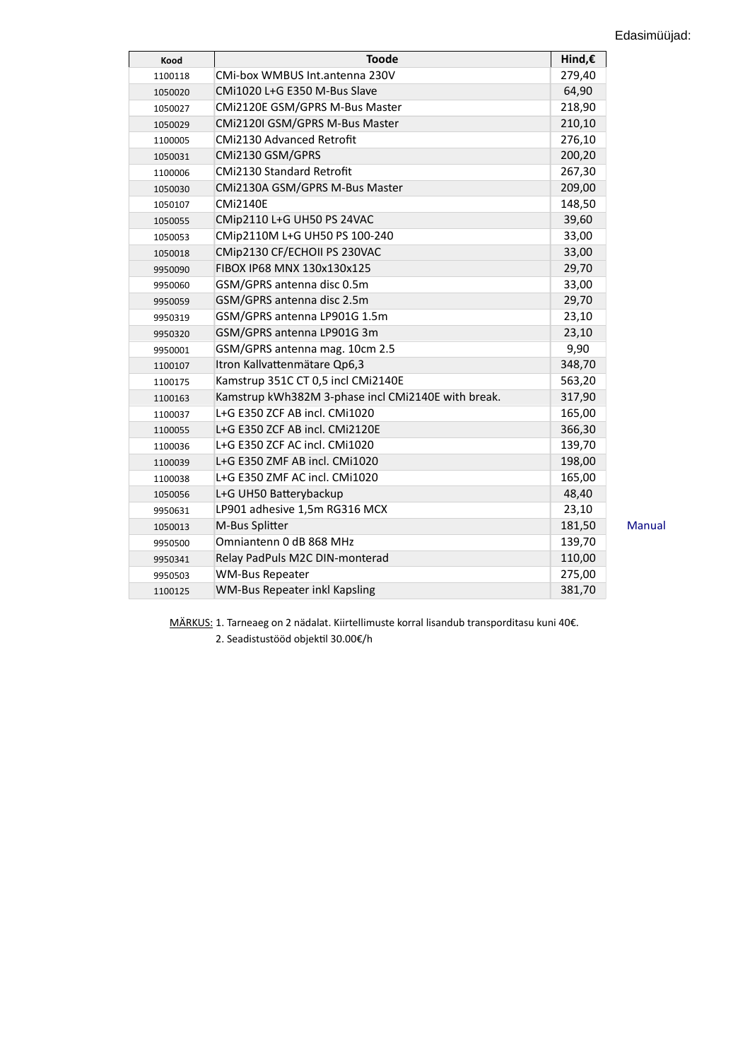Edasimüüjad:

| Kood | Toode | Hind,€ | |
|---|---|---|---|
| 1100118 | CMi-box WMBUS Int.antenna 230V | 279,40 | |
| 1050020 | CMi1020 L+G E350 M-Bus Slave | 64,90 | |
| 1050027 | CMi2120E GSM/GPRS M-Bus Master | 218,90 | |
| 1050029 | CMi2120I GSM/GPRS M-Bus Master | 210,10 | |
| 1100005 | CMi2130 Advanced Retrofit | 276,10 | |
| 1050031 | CMi2130 GSM/GPRS | 200,20 | |
| 1100006 | CMi2130 Standard Retrofit | 267,30 | |
| 1050030 | CMi2130A GSM/GPRS M-Bus Master | 209,00 | |
| 1050107 | CMi2140E | 148,50 | |
| 1050055 | CMip2110 L+G UH50 PS 24VAC | 39,60 | |
| 1050053 | CMip2110M L+G UH50 PS 100-240 | 33,00 | |
| 1050018 | CMip2130 CF/ECHOII PS 230VAC | 33,00 | |
| 9950090 | FIBOX IP68 MNX 130x130x125 | 29,70 | |
| 9950060 | GSM/GPRS antenna disc 0.5m | 33,00 | |
| 9950059 | GSM/GPRS antenna disc 2.5m | 29,70 | |
| 9950319 | GSM/GPRS antenna LP901G 1.5m | 23,10 | |
| 9950320 | GSM/GPRS antenna LP901G 3m | 23,10 | |
| 9950001 | GSM/GPRS antenna mag. 10cm 2.5 | 9,90 | |
| 1100107 | Itron Kallvattenmätare Qp6,3 | 348,70 | |
| 1100175 | Kamstrup 351C CT 0,5 incl CMi2140E | 563,20 | |
| 1100163 | Kamstrup kWh382M 3-phase incl CMi2140E with break. | 317,90 | |
| 1100037 | L+G E350 ZCF AB incl. CMi1020 | 165,00 | |
| 1100055 | L+G E350 ZCF AB incl. CMi2120E | 366,30 | |
| 1100036 | L+G E350 ZCF AC incl. CMi1020 | 139,70 | |
| 1100039 | L+G E350 ZMF AB incl. CMi1020 | 198,00 | |
| 1100038 | L+G E350 ZMF AC incl. CMi1020 | 165,00 | |
| 1050056 | L+G UH50 Batterybackup | 48,40 | |
| 9950631 | LP901 adhesive 1,5m RG316 MCX | 23,10 | |
| 1050013 | M-Bus Splitter | 181,50 | Manual |
| 9950500 | Omniantenn 0 dB 868 MHz | 139,70 | |
| 9950341 | Relay PadPuls M2C DIN-monterad | 110,00 | |
| 9950503 | WM-Bus Repeater | 275,00 | |
| 1100125 | WM-Bus Repeater inkl Kapsling | 381,70 | |

MÄRKUS: 1. Tarneaeg on 2 nädalat. Kiirtellimuste korral lisandub transporditasu kuni 40€.
2. Seadistustööd objektil 30.00€/h